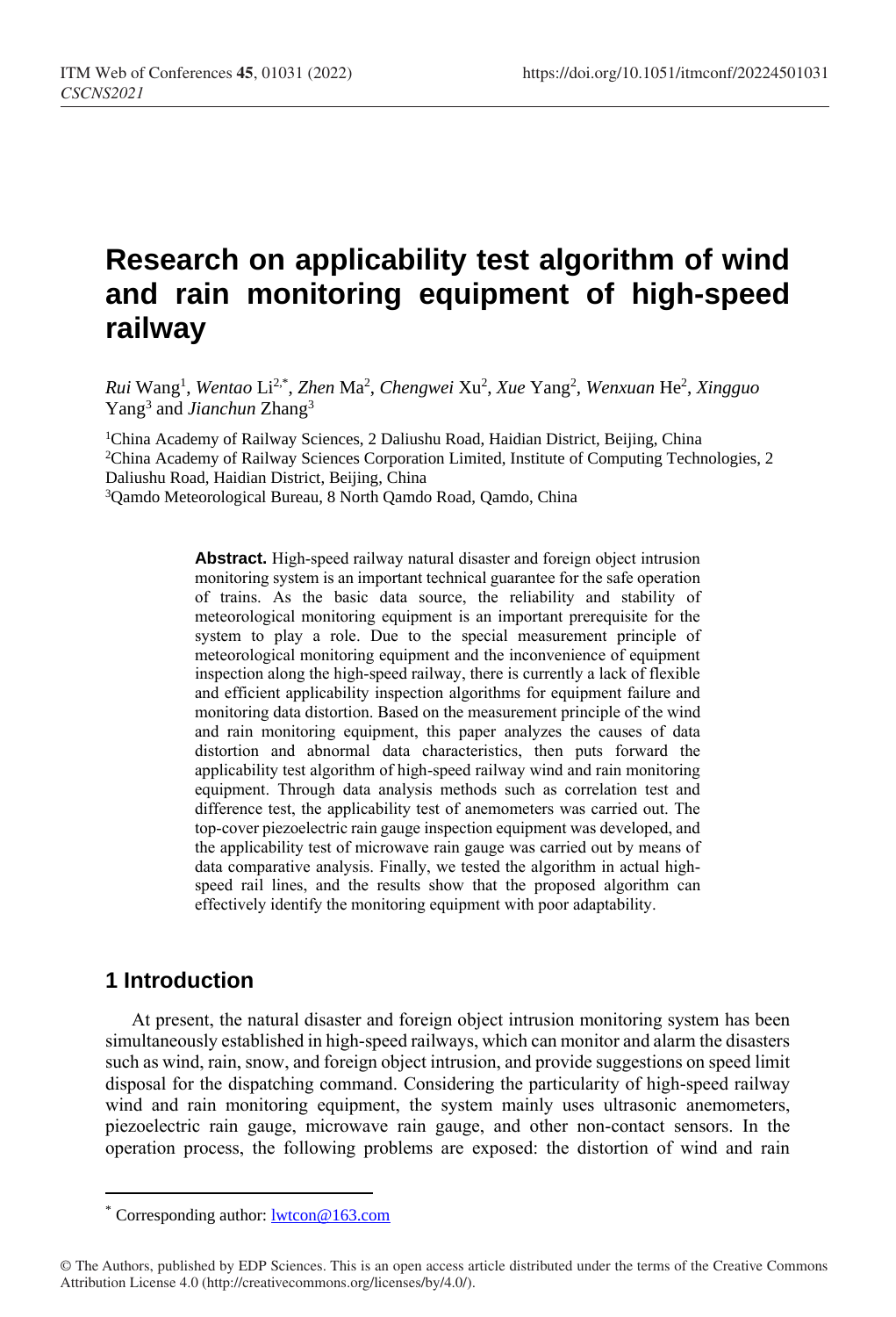# Research on applicability test algorithm of wind and rain monitoring equipment of high-speed railway

*Rui* Wang[1], *Wentao* Li[2,*], *Zhen* Ma[2], *Chengwei* Xu[2], *Xue* Yang[2], *Wenxuan* He[2], *Xingguo* Yang[3] and *Jianchun* Zhang[3]

[1]China Academy of Railway Sciences, 2 Daliushu Road, Haidian District, Beijing, China
[2]China Academy of Railway Sciences Corporation Limited, Institute of Computing Technologies, 2 Daliushu Road, Haidian District, Beijing, China
[3]Qamdo Meteorological Bureau, 8 North Qamdo Road, Qamdo, China

**Abstract.** High-speed railway natural disaster and foreign object intrusion monitoring system is an important technical guarantee for the safe operation of trains. As the basic data source, the reliability and stability of meteorological monitoring equipment is an important prerequisite for the system to play a role. Due to the special measurement principle of meteorological monitoring equipment and the inconvenience of equipment inspection along the high-speed railway, there is currently a lack of flexible and efficient applicability inspection algorithms for equipment failure and monitoring data distortion. Based on the measurement principle of the wind and rain monitoring equipment, this paper analyzes the causes of data distortion and abnormal data characteristics, then puts forward the applicability test algorithm of high-speed railway wind and rain monitoring equipment. Through data analysis methods such as correlation test and difference test, the applicability test of anemometers was carried out. The top-cover piezoelectric rain gauge inspection equipment was developed, and the applicability test of microwave rain gauge was carried out by means of data comparative analysis. Finally, we tested the algorithm in actual high-speed rail lines, and the results show that the proposed algorithm can effectively identify the monitoring equipment with poor adaptability.

## 1 Introduction

At present, the natural disaster and foreign object intrusion monitoring system has been simultaneously established in high-speed railways, which can monitor and alarm the disasters such as wind, rain, snow, and foreign object intrusion, and provide suggestions on speed limit disposal for the dispatching command. Considering the particularity of high-speed railway wind and rain monitoring equipment, the system mainly uses ultrasonic anemometers, piezoelectric rain gauge, microwave rain gauge, and other non-contact sensors. In the operation process, the following problems are exposed: the distortion of wind and rain

* Corresponding author: lwtcon@163.com

© The Authors, published by EDP Sciences. This is an open access article distributed under the terms of the Creative Commons Attribution License 4.0 (http://creativecommons.org/licenses/by/4.0/).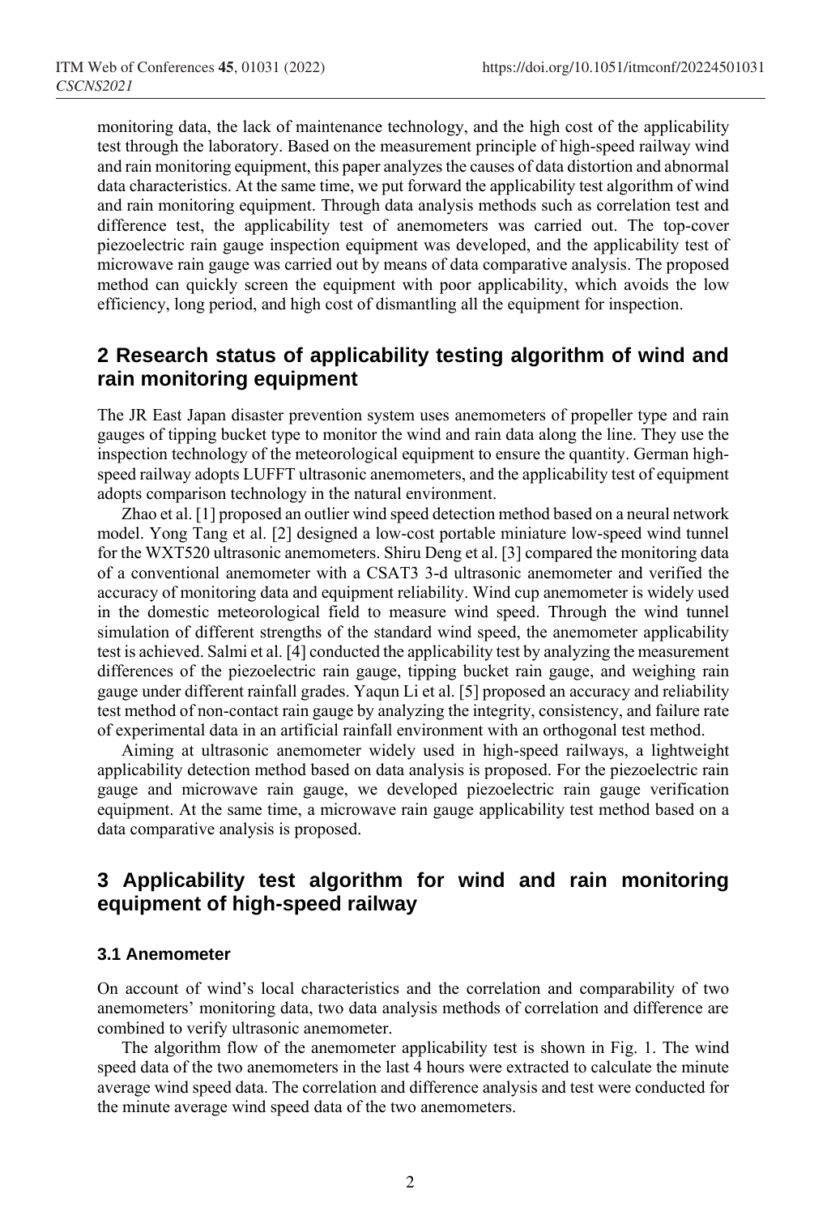monitoring data, the lack of maintenance technology, and the high cost of the applicability test through the laboratory. Based on the measurement principle of high-speed railway wind and rain monitoring equipment, this paper analyzes the causes of data distortion and abnormal data characteristics. At the same time, we put forward the applicability test algorithm of wind and rain monitoring equipment. Through data analysis methods such as correlation test and difference test, the applicability test of anemometers was carried out. The top-cover piezoelectric rain gauge inspection equipment was developed, and the applicability test of microwave rain gauge was carried out by means of data comparative analysis. The proposed method can quickly screen the equipment with poor applicability, which avoids the low efficiency, long period, and high cost of dismantling all the equipment for inspection.

## 2 Research status of applicability testing algorithm of wind and rain monitoring equipment

The JR East Japan disaster prevention system uses anemometers of propeller type and rain gauges of tipping bucket type to monitor the wind and rain data along the line. They use the inspection technology of the meteorological equipment to ensure the quantity. German high-speed railway adopts LUFFT ultrasonic anemometers, and the applicability test of equipment adopts comparison technology in the natural environment.

Zhao et al. [1] proposed an outlier wind speed detection method based on a neural network model. Yong Tang et al. [2] designed a low-cost portable miniature low-speed wind tunnel for the WXT520 ultrasonic anemometers. Shiru Deng et al. [3] compared the monitoring data of a conventional anemometer with a CSAT3 3-d ultrasonic anemometer and verified the accuracy of monitoring data and equipment reliability. Wind cup anemometer is widely used in the domestic meteorological field to measure wind speed. Through the wind tunnel simulation of different strengths of the standard wind speed, the anemometer applicability test is achieved. Salmi et al. [4] conducted the applicability test by analyzing the measurement differences of the piezoelectric rain gauge, tipping bucket rain gauge, and weighing rain gauge under different rainfall grades. Yaqun Li et al. [5] proposed an accuracy and reliability test method of non-contact rain gauge by analyzing the integrity, consistency, and failure rate of experimental data in an artificial rainfall environment with an orthogonal test method.

Aiming at ultrasonic anemometer widely used in high-speed railways, a lightweight applicability detection method based on data analysis is proposed. For the piezoelectric rain gauge and microwave rain gauge, we developed piezoelectric rain gauge verification equipment. At the same time, a microwave rain gauge applicability test method based on a data comparative analysis is proposed.

## 3 Applicability test algorithm for wind and rain monitoring equipment of high-speed railway

### 3.1 Anemometer

On account of wind's local characteristics and the correlation and comparability of two anemometers' monitoring data, two data analysis methods of correlation and difference are combined to verify ultrasonic anemometer.

The algorithm flow of the anemometer applicability test is shown in Fig. 1. The wind speed data of the two anemometers in the last 4 hours were extracted to calculate the minute average wind speed data. The correlation and difference analysis and test were conducted for the minute average wind speed data of the two anemometers.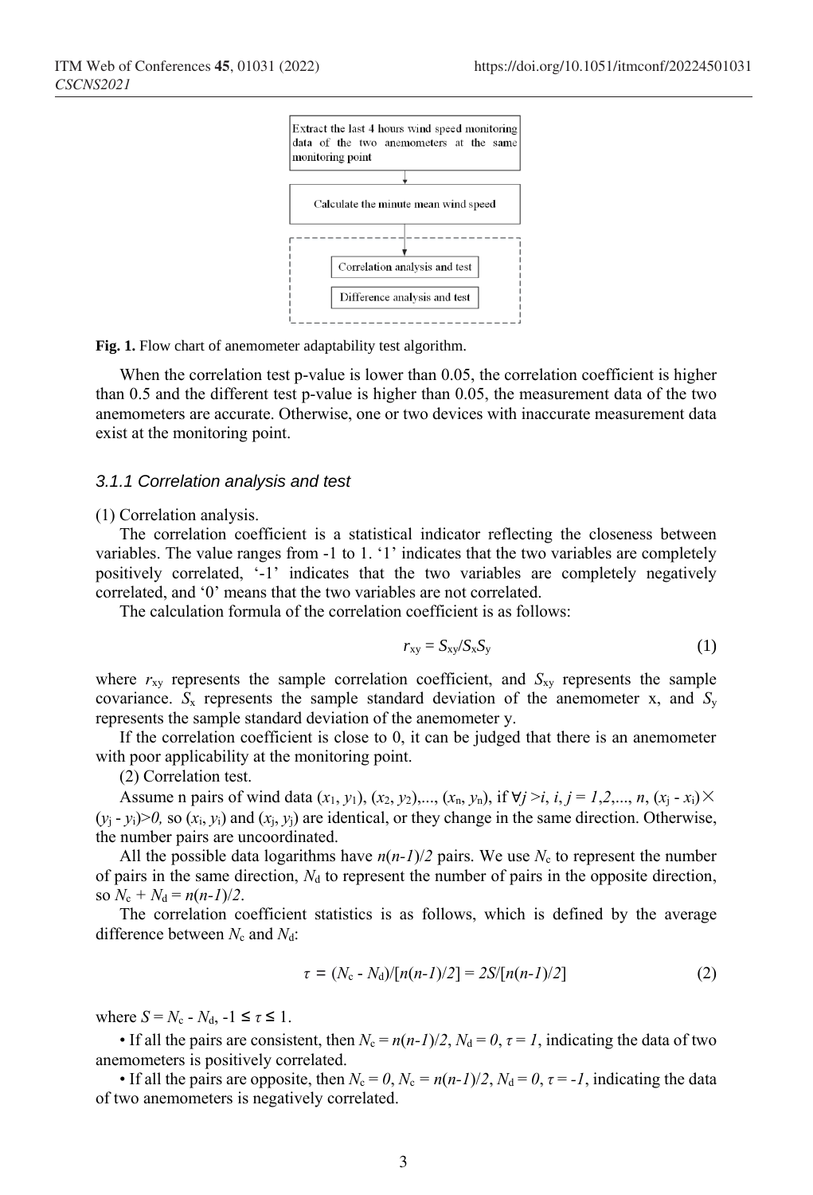Extract the last 4 hours wind speed monitoring data of the two anemometers at the same monitoring point

↓

Calculate the minute mean wind speed

↓

Correlation analysis and test

Difference analysis and test

**Fig. 1.** Flow chart of anemometer adaptability test algorithm.

When the correlation test p-value is lower than 0.05, the correlation coefficient is higher than 0.5 and the different test p-value is higher than 0.05, the measurement data of the two anemometers are accurate. Otherwise, one or two devices with inaccurate measurement data exist at the monitoring point.

### 3.1.1 Correlation analysis and test

(1) Correlation analysis.

The correlation coefficient is a statistical indicator reflecting the closeness between variables. The value ranges from -1 to 1. '1' indicates that the two variables are completely positively correlated, '-1' indicates that the two variables are completely negatively correlated, and '0' means that the two variables are not correlated.

The calculation formula of the correlation coefficient is as follows:

$$r_{xy} = S_{xy}/S_x S_y \tag{1}$$

where $r_{xy}$ represents the sample correlation coefficient, and $S_{xy}$ represents the sample covariance. $S_x$ represents the sample standard deviation of the anemometer x, and $S_y$ represents the sample standard deviation of the anemometer y.

If the correlation coefficient is close to 0, it can be judged that there is an anemometer with poor applicability at the monitoring point.

(2) Correlation test.

Assume n pairs of wind data $(x_1, y_1), (x_2, y_2),..., (x_n, y_n)$, if $\forall j > i$, $i, j = 1,2,..., n$, $(x_j - x_i)\times(y_j - y_i)>0$, so $(x_i, y_i)$ and $(x_j, y_j)$ are identical, or they change in the same direction. Otherwise, the number pairs are uncoordinated.

All the possible data logarithms have $n(n-1)/2$ pairs. We use $N_c$ to represent the number of pairs in the same direction, $N_d$ to represent the number of pairs in the opposite direction, so $N_c + N_d = n(n-1)/2$.

The correlation coefficient statistics is as follows, which is defined by the average difference between $N_c$ and $N_d$:

$$\tau = (N_c - N_d)/[n(n-1)/2] = 2S/[n(n-1)/2] \tag{2}$$

where $S = N_c - N_d$, $-1 \leq \tau \leq 1$.

- If all the pairs are consistent, then $N_c = n(n-1)/2$, $N_d = 0$, $\tau = 1$, indicating the data of two anemometers is positively correlated.
- If all the pairs are opposite, then $N_c = 0$, $N_c = n(n-1)/2$, $N_d = 0$, $\tau = -1$, indicating the data of two anemometers is negatively correlated.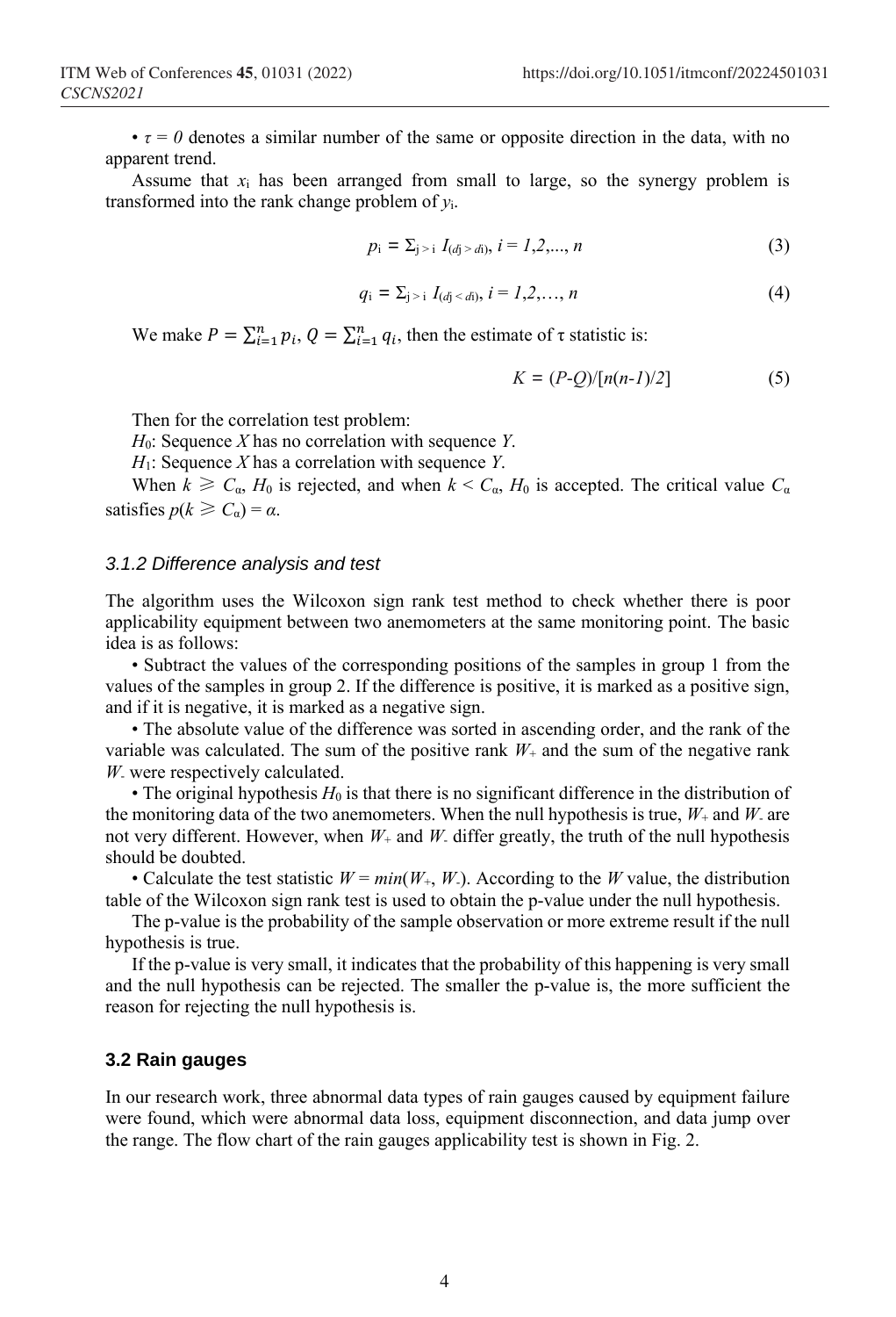- $\tau = 0$ denotes a similar number of the same or opposite direction in the data, with no apparent trend.

Assume that $x_i$ has been arranged from small to large, so the synergy problem is transformed into the rank change problem of $y_i$.

$$p_i = \Sigma_{j>i} I_{(d_j > d_i)}, i = 1,2,..., n \tag{3}$$

$$q_i = \Sigma_{j>i} I_{(d_j < d_i)}, i = 1,2,..., n \tag{4}$$

We make $P = \sum_{i=1}^{n} p_i$, $Q = \sum_{i=1}^{n} q_i$, then the estimate of τ statistic is:

$$K = (P-Q)/[n(n-1)/2] \tag{5}$$

Then for the correlation test problem:

$H_0$: Sequence $X$ has no correlation with sequence $Y$.

$H_1$: Sequence $X$ has a correlation with sequence $Y$.

When $k \geqslant C_\alpha$, $H_0$ is rejected, and when $k < C_\alpha$, $H_0$ is accepted. The critical value $C_\alpha$ satisfies $p(k \geqslant C_\alpha) = \alpha$.

### *3.1.2 Difference analysis and test*

The algorithm uses the Wilcoxon sign rank test method to check whether there is poor applicability equipment between two anemometers at the same monitoring point. The basic idea is as follows:

- Subtract the values of the corresponding positions of the samples in group 1 from the values of the samples in group 2. If the difference is positive, it is marked as a positive sign, and if it is negative, it is marked as a negative sign.
- The absolute value of the difference was sorted in ascending order, and the rank of the variable was calculated. The sum of the positive rank $W_+$ and the sum of the negative rank $W_-$ were respectively calculated.
- The original hypothesis $H_0$ is that there is no significant difference in the distribution of the monitoring data of the two anemometers. When the null hypothesis is true, $W_+$ and $W_-$ are not very different. However, when $W_+$ and $W_-$ differ greatly, the truth of the null hypothesis should be doubted.
- Calculate the test statistic $W = min(W_+, W_-)$. According to the $W$ value, the distribution table of the Wilcoxon sign rank test is used to obtain the p-value under the null hypothesis.

The p-value is the probability of the sample observation or more extreme result if the null hypothesis is true.

If the p-value is very small, it indicates that the probability of this happening is very small and the null hypothesis can be rejected. The smaller the p-value is, the more sufficient the reason for rejecting the null hypothesis is.

### 3.2 Rain gauges

In our research work, three abnormal data types of rain gauges caused by equipment failure were found, which were abnormal data loss, equipment disconnection, and data jump over the range. The flow chart of the rain gauges applicability test is shown in Fig. 2.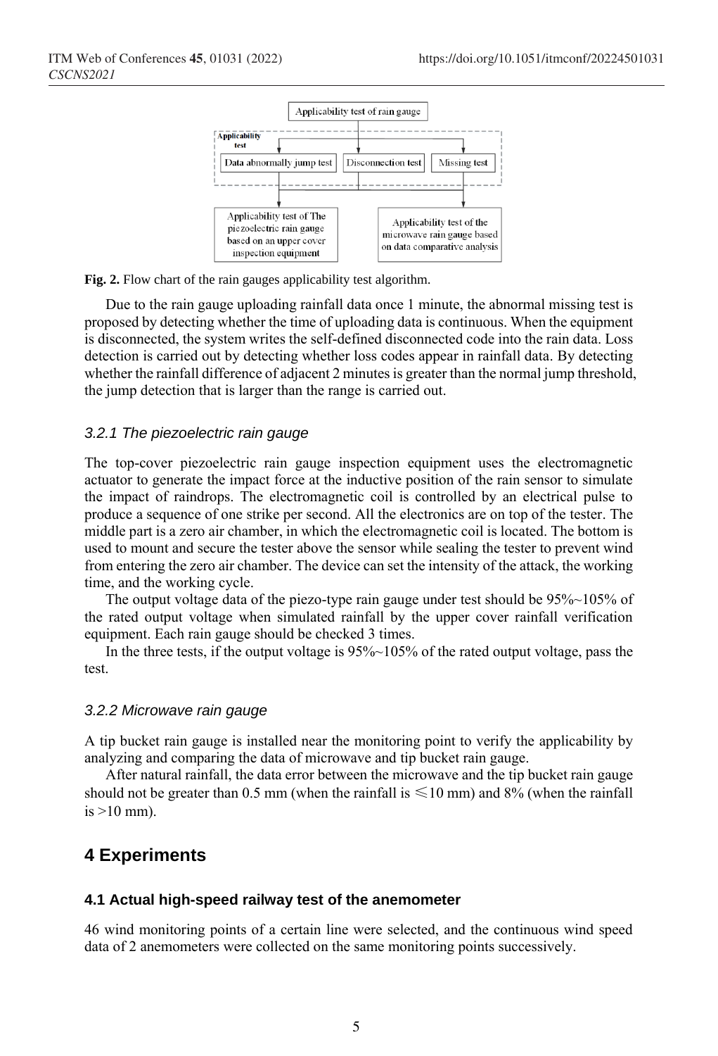Fig. 2. Flow chart of the rain gauges applicability test algorithm.

Due to the rain gauge uploading rainfall data once 1 minute, the abnormal missing test is proposed by detecting whether the time of uploading data is continuous. When the equipment is disconnected, the system writes the self-defined disconnected code into the rain data. Loss detection is carried out by detecting whether loss codes appear in rainfall data. By detecting whether the rainfall difference of adjacent 2 minutes is greater than the normal jump threshold, the jump detection that is larger than the range is carried out.

### 3.2.1 The piezoelectric rain gauge

The top-cover piezoelectric rain gauge inspection equipment uses the electromagnetic actuator to generate the impact force at the inductive position of the rain sensor to simulate the impact of raindrops. The electromagnetic coil is controlled by an electrical pulse to produce a sequence of one strike per second. All the electronics are on top of the tester. The middle part is a zero air chamber, in which the electromagnetic coil is located. The bottom is used to mount and secure the tester above the sensor while sealing the tester to prevent wind from entering the zero air chamber. The device can set the intensity of the attack, the working time, and the working cycle.

The output voltage data of the piezo-type rain gauge under test should be 95%~105% of the rated output voltage when simulated rainfall by the upper cover rainfall verification equipment. Each rain gauge should be checked 3 times.

In the three tests, if the output voltage is 95%~105% of the rated output voltage, pass the test.

### 3.2.2 Microwave rain gauge

A tip bucket rain gauge is installed near the monitoring point to verify the applicability by analyzing and comparing the data of microwave and tip bucket rain gauge.

After natural rainfall, the data error between the microwave and the tip bucket rain gauge should not be greater than 0.5 mm (when the rainfall is $\leq$10 mm) and 8% (when the rainfall is >10 mm).

## 4 Experiments

### 4.1 Actual high-speed railway test of the anemometer

46 wind monitoring points of a certain line were selected, and the continuous wind speed data of 2 anemometers were collected on the same monitoring points successively.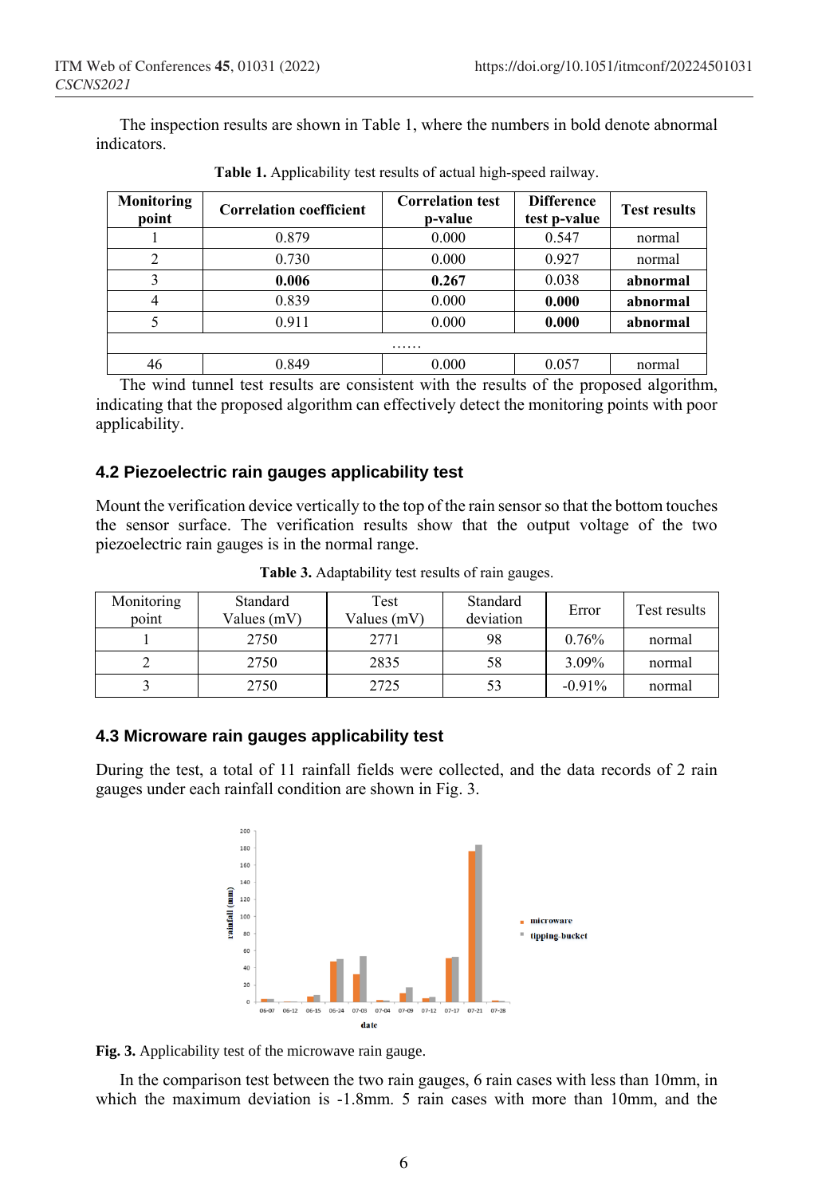The inspection results are shown in Table 1, where the numbers in bold denote abnormal indicators.

**Table 1.** Applicability test results of actual high-speed railway.

| Monitoring point | Correlation coefficient | Correlation test p-value | Difference test p-value | Test results |
|---|---|---|---|---|
| 1 | 0.879 | 0.000 | 0.547 | normal |
| 2 | 0.730 | 0.000 | 0.927 | normal |
| 3 | **0.006** | **0.267** | 0.038 | **abnormal** |
| 4 | 0.839 | 0.000 | **0.000** | **abnormal** |
| 5 | 0.911 | 0.000 | **0.000** | **abnormal** |
| …… | | | | |
| 46 | 0.849 | 0.000 | 0.057 | normal |

The wind tunnel test results are consistent with the results of the proposed algorithm, indicating that the proposed algorithm can effectively detect the monitoring points with poor applicability.

### 4.2 Piezoelectric rain gauges applicability test

Mount the verification device vertically to the top of the rain sensor so that the bottom touches the sensor surface. The verification results show that the output voltage of the two piezoelectric rain gauges is in the normal range.

**Table 3.** Adaptability test results of rain gauges.

| Monitoring point | Standard Values (mV) | Test Values (mV) | Standard deviation | Error | Test results |
|---|---|---|---|---|---|
| 1 | 2750 | 2771 | 98 | 0.76% | normal |
| 2 | 2750 | 2835 | 58 | 3.09% | normal |
| 3 | 2750 | 2725 | 53 | -0.91% | normal |

### 4.3 Microware rain gauges applicability test

During the test, a total of 11 rainfall fields were collected, and the data records of 2 rain gauges under each rainfall condition are shown in Fig. 3.

**Fig. 3.** Applicability test of the microwave rain gauge.

In the comparison test between the two rain gauges, 6 rain cases with less than 10mm, in which the maximum deviation is -1.8mm. 5 rain cases with more than 10mm, and the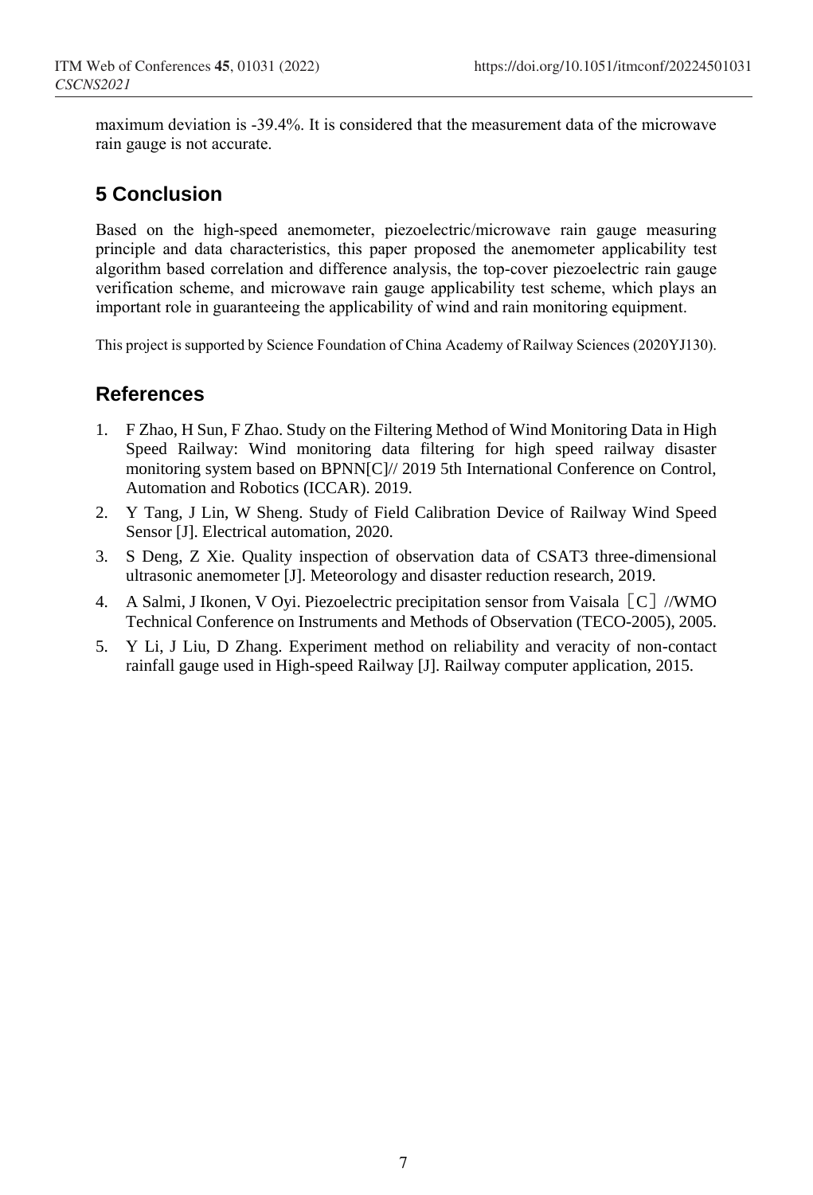maximum deviation is -39.4%. It is considered that the measurement data of the microwave rain gauge is not accurate.

## 5 Conclusion

Based on the high-speed anemometer, piezoelectric/microwave rain gauge measuring principle and data characteristics, this paper proposed the anemometer applicability test algorithm based correlation and difference analysis, the top-cover piezoelectric rain gauge verification scheme, and microwave rain gauge applicability test scheme, which plays an important role in guaranteeing the applicability of wind and rain monitoring equipment.

This project is supported by Science Foundation of China Academy of Railway Sciences (2020YJ130).

## References

1. F Zhao, H Sun, F Zhao. Study on the Filtering Method of Wind Monitoring Data in High Speed Railway: Wind monitoring data filtering for high speed railway disaster monitoring system based on BPNN[C]// 2019 5th International Conference on Control, Automation and Robotics (ICCAR). 2019.
2. Y Tang, J Lin, W Sheng. Study of Field Calibration Device of Railway Wind Speed Sensor [J]. Electrical automation, 2020.
3. S Deng, Z Xie. Quality inspection of observation data of CSAT3 three-dimensional ultrasonic anemometer [J]. Meteorology and disaster reduction research, 2019.
4. A Salmi, J Ikonen, V Oyi. Piezoelectric precipitation sensor from Vaisala［C］//WMO Technical Conference on Instruments and Methods of Observation (TECO-2005), 2005.
5. Y Li, J Liu, D Zhang. Experiment method on reliability and veracity of non-contact rainfall gauge used in High-speed Railway [J]. Railway computer application, 2015.